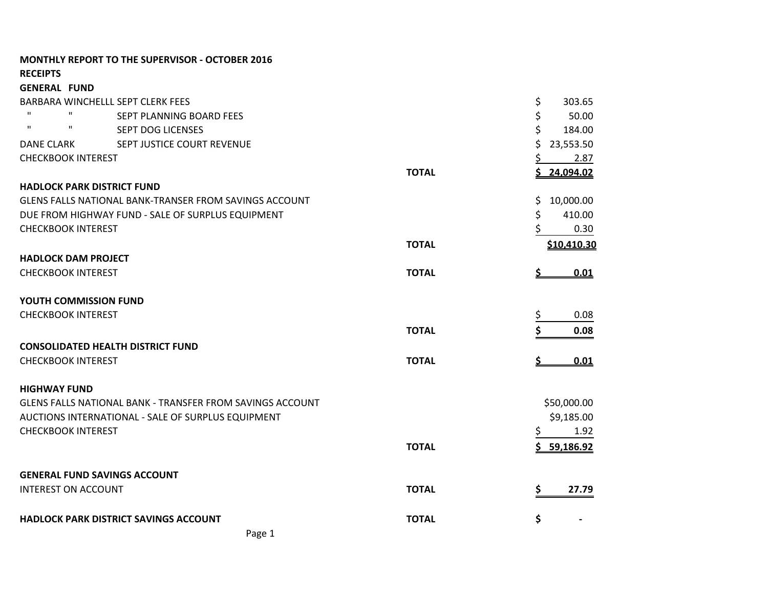**MONTHLY REPORT TO THE SUPERVISOR - OCTOBER 2016**

**RECEIPTS**

**GENERAL FUND**

| | | | |
|---|---|---|---|
| BARBARA WINCHELLL | SEPT CLERK FEES | | $ 303.65 |
| " " | SEPT PLANNING BOARD FEES | | $ 50.00 |
| " " | SEPT DOG LICENSES | | $ 184.00 |
| DANE CLARK | SEPT JUSTICE COURT REVENUE | | $ 23,553.50 |
| CHECKBOOK INTEREST | | | $ 2.87 |
| | | **TOTAL** | **$ 24,094.02** |

**HADLOCK PARK DISTRICT FUND**

| | | |
|---|---|---|
| GLENS FALLS NATIONAL BANK-TRANSER FROM SAVINGS ACCOUNT | | $ 10,000.00 |
| DUE FROM HIGHWAY FUND - SALE OF SURPLUS EQUIPMENT | | $ 410.00 |
| CHECKBOOK INTEREST | | $ 0.30 |
| | **TOTAL** | **$10,410.30** |

**HADLOCK DAM PROJECT**

| | | |
|---|---|---|
| CHECKBOOK INTEREST | **TOTAL** | **$ 0.01** |

**YOUTH COMMISSION FUND**

| | | |
|---|---|---|
| CHECKBOOK INTEREST | | $ 0.08 |
| | **TOTAL** | **$ 0.08** |

**CONSOLIDATED HEALTH DISTRICT FUND**

| | | |
|---|---|---|
| CHECKBOOK INTEREST | **TOTAL** | **$ 0.01** |

**HIGHWAY FUND**

| | | |
|---|---|---|
| GLENS FALLS NATIONAL BANK - TRANSFER FROM SAVINGS ACCOUNT | | $50,000.00 |
| AUCTIONS INTERNATIONAL - SALE OF SURPLUS EQUIPMENT | | $9,185.00 |
| CHECKBOOK INTEREST | | $ 1.92 |
| | **TOTAL** | **$ 59,186.92** |

**GENERAL FUND SAVINGS ACCOUNT**

| | | |
|---|---|---|
| INTEREST ON ACCOUNT | **TOTAL** | **$ 27.79** |

| | | |
|---|---|---|
| **HADLOCK PARK DISTRICT SAVINGS ACCOUNT** | **TOTAL** | **$ -** |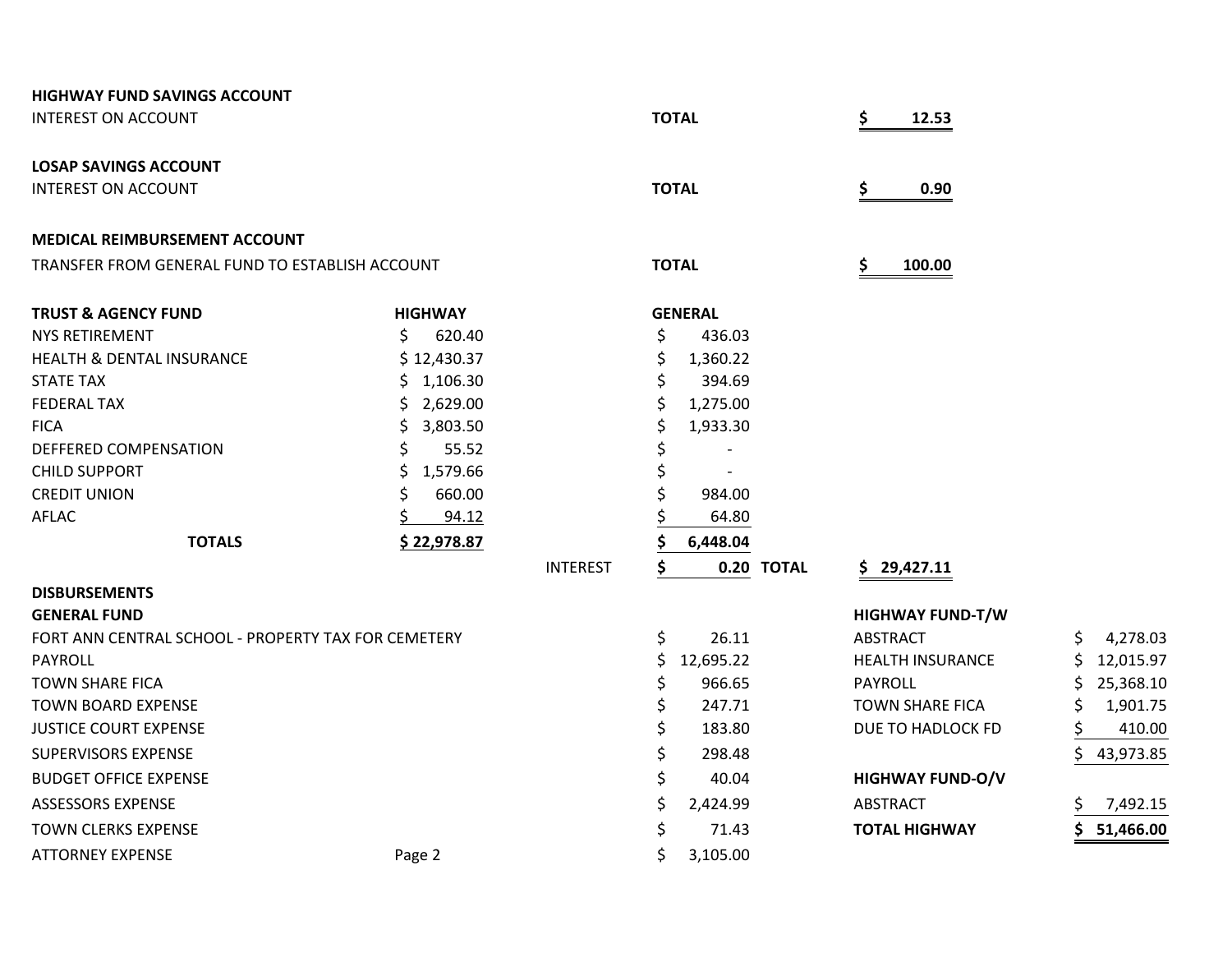**HIGHWAY FUND SAVINGS ACCOUNT**

| | | |
|---|---|---|
| INTEREST ON ACCOUNT | **TOTAL** | **$ 12.53** |

**LOSAP SAVINGS ACCOUNT**

| | | |
|---|---|---|
| INTEREST ON ACCOUNT | **TOTAL** | **$ 0.90** |

**MEDICAL REIMBURSEMENT ACCOUNT**

| | | |
|---|---|---|
| TRANSFER FROM GENERAL FUND TO ESTABLISH ACCOUNT | **TOTAL** | **$ 100.00** |

| **TRUST & AGENCY FUND** | **HIGHWAY** | | **GENERAL** | | |
|---|---|---|---|---|---|
| NYS RETIREMENT | $ 620.40 | | $ 436.03 | | |
| HEALTH & DENTAL INSURANCE | $ 12,430.37 | | $ 1,360.22 | | |
| STATE TAX | $ 1,106.30 | | $ 394.69 | | |
| FEDERAL TAX | $ 2,629.00 | | $ 1,275.00 | | |
| FICA | $ 3,803.50 | | $ 1,933.30 | | |
| DEFFERED COMPENSATION | $ 55.52 | | $ - | | |
| CHILD SUPPORT | $ 1,579.66 | | $ - | | |
| CREDIT UNION | $ 660.00 | | $ 984.00 | | |
| AFLAC | $ 94.12 | | $ 64.80 | | |
| **TOTALS** | **$ 22,978.87** | | **$ 6,448.04** | | |
| | | INTEREST | **$ 0.20** | **TOTAL** | **$ 29,427.11** |

**DISBURSEMENTS**

| **GENERAL FUND** | | **HIGHWAY FUND-T/W** | |
|---|---|---|---|
| FORT ANN CENTRAL SCHOOL - PROPERTY TAX FOR CEMETERY | $ 26.11 | ABSTRACT | $ 4,278.03 |
| PAYROLL | $ 12,695.22 | HEALTH INSURANCE | $ 12,015.97 |
| TOWN SHARE FICA | $ 966.65 | PAYROLL | $ 25,368.10 |
| TOWN BOARD EXPENSE | $ 247.71 | TOWN SHARE FICA | $ 1,901.75 |
| JUSTICE COURT EXPENSE | $ 183.80 | DUE TO HADLOCK FD | $ 410.00 |
| SUPERVISORS EXPENSE | $ 298.48 | | $ 43,973.85 |
| BUDGET OFFICE EXPENSE | $ 40.04 | **HIGHWAY FUND-O/V** | |
| ASSESSORS EXPENSE | $ 2,424.99 | ABSTRACT | $ 7,492.15 |
| TOWN CLERKS EXPENSE | $ 71.43 | **TOTAL HIGHWAY** | **$ 51,466.00** |
| ATTORNEY EXPENSE | $ 3,105.00 | | |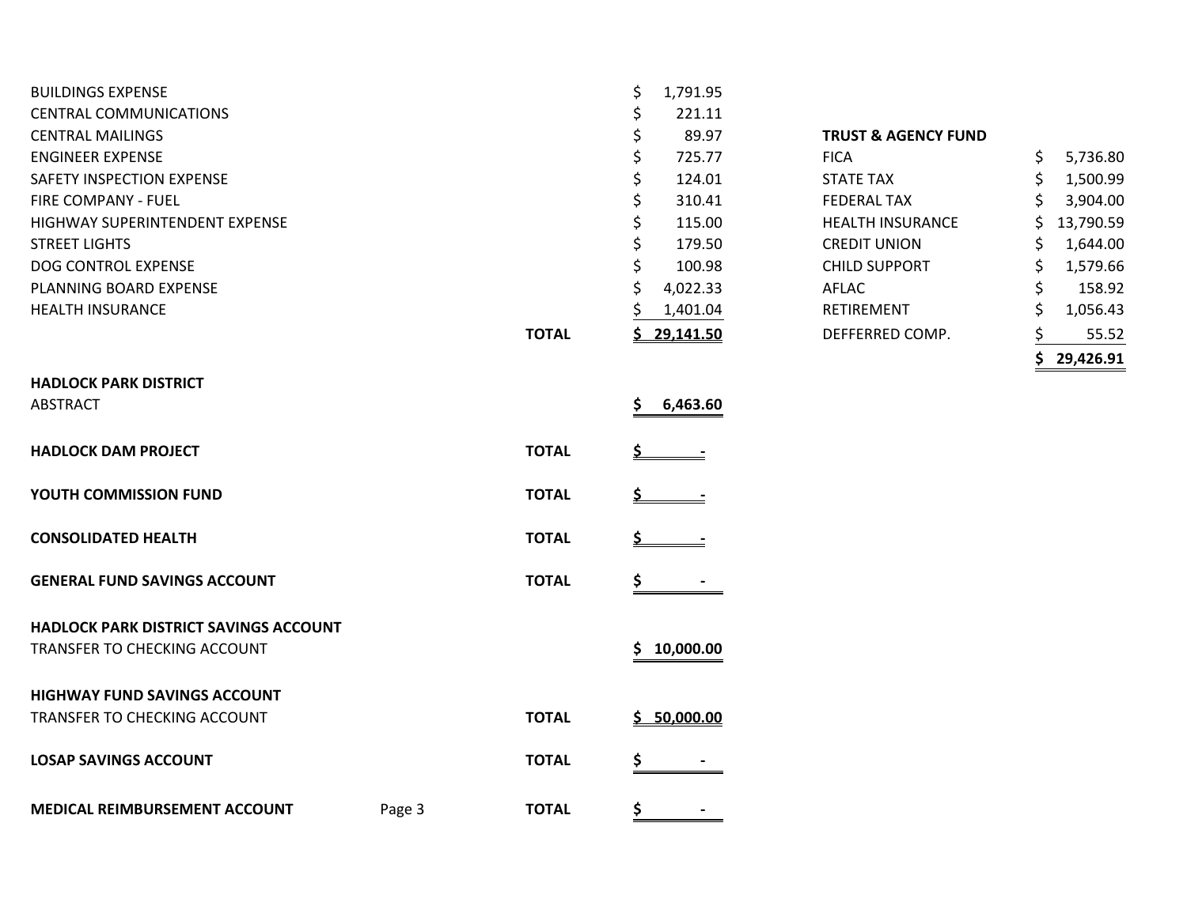| | | |
|---|---|---|
| BUILDINGS EXPENSE | | $ 1,791.95 |
| CENTRAL COMMUNICATIONS | | $ 221.11 |
| CENTRAL MAILINGS | | $ 89.97 |
| ENGINEER EXPENSE | | $ 725.77 |
| SAFETY INSPECTION EXPENSE | | $ 124.01 |
| FIRE COMPANY - FUEL | | $ 310.41 |
| HIGHWAY SUPERINTENDENT EXPENSE | | $ 115.00 |
| STREET LIGHTS | | $ 179.50 |
| DOG CONTROL EXPENSE | | $ 100.98 |
| PLANNING BOARD EXPENSE | | $ 4,022.33 |
| HEALTH INSURANCE | | $ 1,401.04 |
| | **TOTAL** | **$ 29,141.50** |

**TRUST & AGENCY FUND**

| | |
|---|---|
| FICA | $ 5,736.80 |
| STATE TAX | $ 1,500.99 |
| FEDERAL TAX | $ 3,904.00 |
| HEALTH INSURANCE | $ 13,790.59 |
| CREDIT UNION | $ 1,644.00 |
| CHILD SUPPORT | $ 1,579.66 |
| AFLAC | $ 158.92 |
| RETIREMENT | $ 1,056.43 |
| DEFFERRED COMP. | $ 55.52 |
| | **$ 29,426.91** |

| | | |
|---|---|---|
| **HADLOCK PARK DISTRICT** | | |
| ABSTRACT | | **$ 6,463.60** |
| **HADLOCK DAM PROJECT** | **TOTAL** | **$ -** |
| **YOUTH COMMISSION FUND** | **TOTAL** | **$ -** |
| **CONSOLIDATED HEALTH** | **TOTAL** | **$ -** |
| **GENERAL FUND SAVINGS ACCOUNT** | **TOTAL** | **$ -** |
| **HADLOCK PARK DISTRICT SAVINGS ACCOUNT** | | |
| TRANSFER TO CHECKING ACCOUNT | | **$ 10,000.00** |
| **HIGHWAY FUND SAVINGS ACCOUNT** | | |
| TRANSFER TO CHECKING ACCOUNT | **TOTAL** | **$ 50,000.00** |
| **LOSAP SAVINGS ACCOUNT** | **TOTAL** | **$ -** |
| **MEDICAL REIMBURSEMENT ACCOUNT** | **TOTAL** | **$ -** |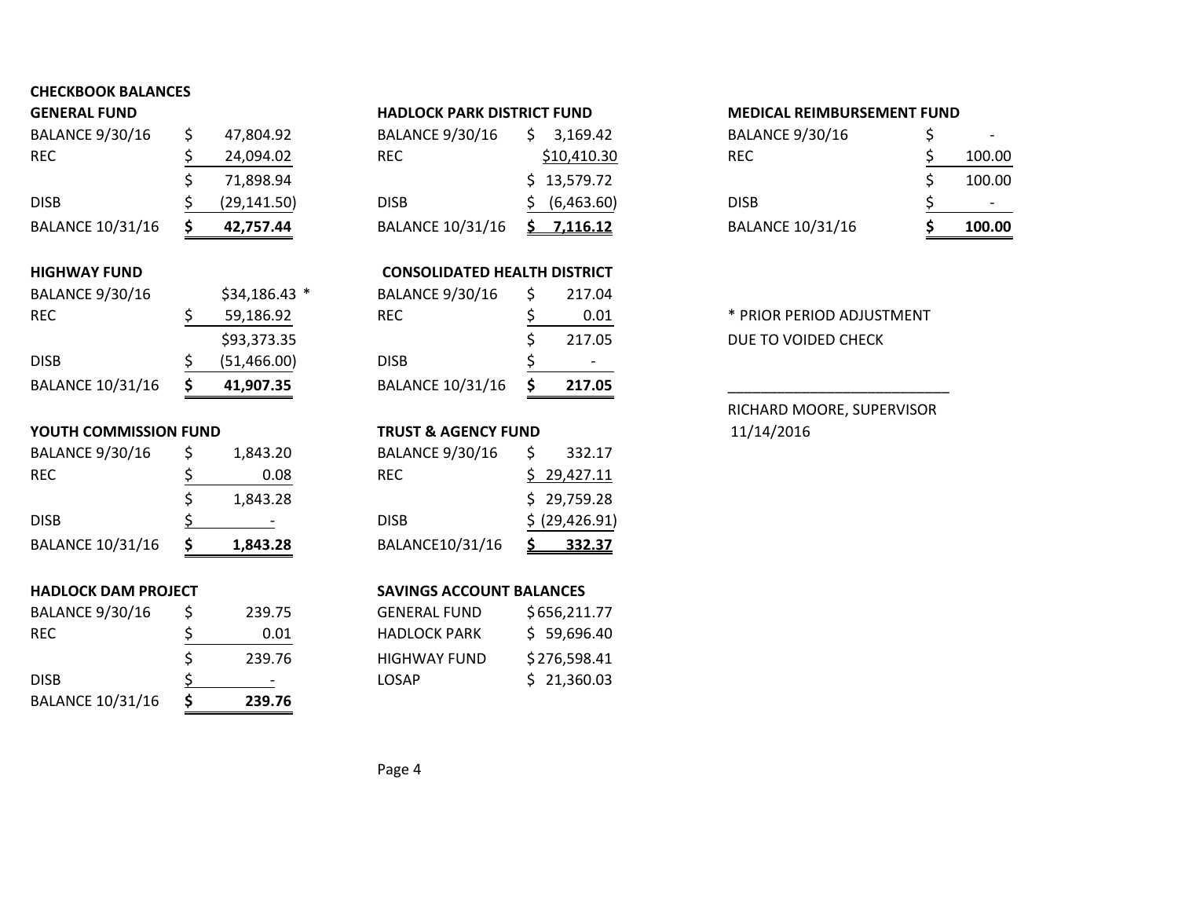**CHECKBOOK BALANCES**

**GENERAL FUND**

| | | |
|---|---|---|
| BALANCE 9/30/16 | $ | 47,804.92 |
| REC | $ | 24,094.02 |
| | $ | 71,898.94 |
| DISB | $ | (29,141.50) |
| BALANCE 10/31/16 | **$** | **42,757.44** |

**HADLOCK PARK DISTRICT FUND**

| | |
|---|---|
| BALANCE 9/30/16 | $ 3,169.42 |
| REC | $10,410.30 |
| | $ 13,579.72 |
| DISB | $ (6,463.60) |
| BALANCE 10/31/16 | **$ 7,116.12** |

**MEDICAL REIMBURSEMENT FUND**

| | | |
|---|---|---|
| BALANCE 9/30/16 | $ | - |
| REC | $ | 100.00 |
| | $ | 100.00 |
| DISB | $ | - |
| BALANCE 10/31/16 | **$** | **100.00** |

**HIGHWAY FUND**

| | | |
|---|---|---|
| BALANCE 9/30/16 | | $34,186.43 * |
| REC | $ | 59,186.92 |
| | | $93,373.35 |
| DISB | $ | (51,466.00) |
| BALANCE 10/31/16 | **$** | **41,907.35** |

**CONSOLIDATED HEALTH DISTRICT**

| | | |
|---|---|---|
| BALANCE 9/30/16 | $ | 217.04 |
| REC | $ | 0.01 |
| | $ | 217.05 |
| DISB | $ | - |
| BALANCE 10/31/16 | **$** | **217.05** |

* PRIOR PERIOD ADJUSTMENT
DUE TO VOIDED CHECK

___________________________

RICHARD MOORE, SUPERVISOR
11/14/2016

**YOUTH COMMISSION FUND**

| | | |
|---|---|---|
| BALANCE 9/30/16 | $ | 1,843.20 |
| REC | $ | 0.08 |
| | $ | 1,843.28 |
| DISB | $ | - |
| BALANCE 10/31/16 | **$** | **1,843.28** |

**TRUST & AGENCY FUND**

| | |
|---|---|
| BALANCE 9/30/16 | $ 332.17 |
| REC | $ 29,427.11 |
| | $ 29,759.28 |
| DISB | $ (29,426.91) |
| BALANCE10/31/16 | **$ 332.37** |

**HADLOCK DAM PROJECT**

| | | |
|---|---|---|
| BALANCE 9/30/16 | $ | 239.75 |
| REC | $ | 0.01 |
| | $ | 239.76 |
| DISB | $ | - |
| BALANCE 10/31/16 | **$** | **239.76** |

**SAVINGS ACCOUNT BALANCES**

| | |
|---|---|
| GENERAL FUND | $656,211.77 |
| HADLOCK PARK | $ 59,696.40 |
| HIGHWAY FUND | $276,598.41 |
| LOSAP | $ 21,360.03 |